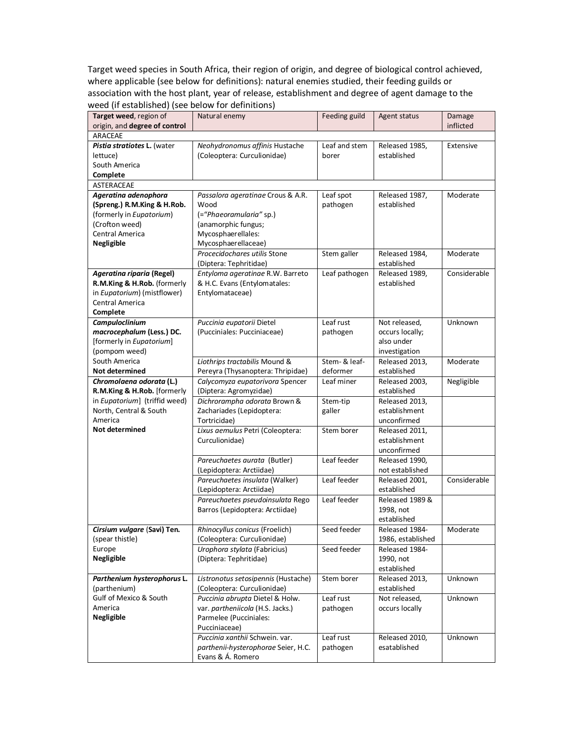Target weed species in South Africa, their region of origin, and degree of biological control achieved, where applicable (see below for definitions): natural enemies studied, their feeding guilds or association with the host plant, year of release, establishment and degree of agent damage to the weed (if established) (see below for definitions)

| **Target weed**, region of origin, and **degree of control** | Natural enemy | Feeding guild | Agent status | Damage inflicted |
|---|---|---|---|---|
| ARACEAE | | | | |
| ***Pistia stratiotes* L.** (water lettuce) South America **Complete** | *Neohydronomus affinis* Hustache (Coleoptera: Curculionidae) | Leaf and stem borer | Released 1985, established | Extensive |
| ASTERACEAE | | | | |
| ***Ageratina adenophora* (Spreng.) R.M.King & H.Rob.** (formerly in *Eupatorium*) (Crofton weed) Central America **Negligible** | *Passalora ageratinae* Crous & A.R. Wood (="*Phaeoramularia*" sp.) (anamorphic fungus; Mycosphaerellales: Mycosphaerellaceae) | Leaf spot pathogen | Released 1987, established | Moderate |
| | *Procecidochares utilis* Stone (Diptera: Tephritidae) | Stem galler | Released 1984, established | Moderate |
| ***Ageratina riparia* (Regel) R.M.King & H.Rob.** (formerly in *Eupatorium*) (mistflower) Central America **Complete** | *Entyloma ageratinae* R.W. Barreto & H.C. Evans (Entylomatales: Entylomataceae) | Leaf pathogen | Released 1989, established | Considerable |
| ***Campuloclinium macrocephalum* (Less.) DC.** [formerly in *Eupatorium*] (pompom weed) South America **Not determined** | *Puccinia eupatorii* Dietel (Pucciniales: Pucciniaceae) | Leaf rust pathogen | Not released, occurs locally; also under investigation | Unknown |
| | *Liothrips tractabilis* Mound & Pereyra (Thysanoptera: Thripidae) | Stem- & leaf-deformer | Released 2013, established | Moderate |
| ***Chromolaena odorata* (L.) R.M.King & H.Rob.** [formerly in *Eupatorium*] (triffid weed) North, Central & South America **Not determined** | *Calycomyza eupatorivora* Spencer (Diptera: Agromyzidae) | Leaf miner | Released 2003, established | Negligible |
| | *Dichrorampha odorata* Brown & Zachariades (Lepidoptera: Tortricidae) | Stem-tip galler | Released 2013, establishment unconfirmed | |
| | *Lixus aemulus* Petri (Coleoptera: Curculionidae) | Stem borer | Released 2011, establishment unconfirmed | |
| | *Pareuchaetes aurata* (Butler) (Lepidoptera: Arctiidae) | Leaf feeder | Released 1990, not established | |
| | *Pareuchaetes insulata* (Walker) (Lepidoptera: Arctiidae) | Leaf feeder | Released 2001, established | Considerable |
| | *Pareuchaetes pseudoinsulata* Rego Barros (Lepidoptera: Arctiidae) | Leaf feeder | Released 1989 & 1998, not established | |
| ***Cirsium vulgare* (Savi) Ten.** (spear thistle) Europe **Negligible** | *Rhinocyllus conicus* (Froelich) (Coleoptera: Curculionidae) | Seed feeder | Released 1984-1986, established | Moderate |
| | *Urophora stylata* (Fabricius) (Diptera: Tephritidae) | Seed feeder | Released 1984-1990, not established | |
| ***Parthenium hysterophorus* L.** (parthenium) Gulf of Mexico & South America **Negligible** | *Listronotus setosipennis* (Hustache) (Coleoptera: Curculionidae) | Stem borer | Released 2013, established | Unknown |
| | *Puccinia abrupta* Dietel & Holw. var. *partheniicola* (H.S. Jacks.) Parmelee (Pucciniales: Pucciniaceae) | Leaf rust pathogen | Not released, occurs locally | Unknown |
| | *Puccinia xanthii* Schwein. var. *parthenii-hysterophorae* Seier, H.C. Evans & Á. Romero | Leaf rust pathogen | Released 2010, esatablished | Unknown |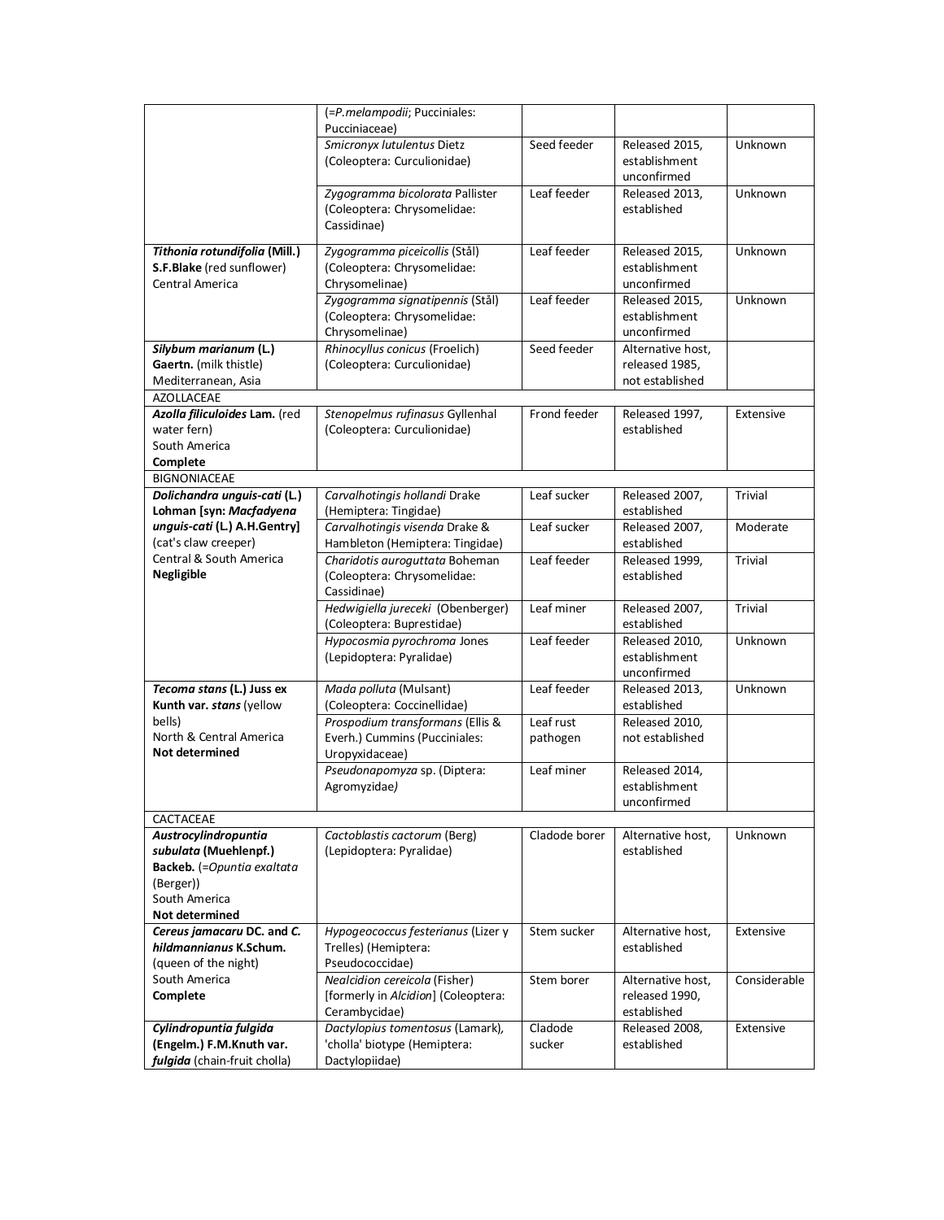| | | | | |
|---|---|---|---|---|
| | (=*P.melampodii*; Pucciniales: Pucciniaceae) | | | |
| | *Smicronyx lutulentus* Dietz (Coleoptera: Curculionidae) | Seed feeder | Released 2015, establishment unconfirmed | Unknown |
| | *Zygogramma bicolorata* Pallister (Coleoptera: Chrysomelidae: Cassidinae) | Leaf feeder | Released 2013, established | Unknown |
| ***Tithonia rotundifolia* (Mill.) S.F.Blake** (red sunflower) Central America | *Zygogramma piceicollis* (Stål) (Coleoptera: Chrysomelidae: Chrysomelinae) | Leaf feeder | Released 2015, establishment unconfirmed | Unknown |
| | *Zygogramma signatipennis* (Stål) (Coleoptera: Chrysomelidae: Chrysomelinae) | Leaf feeder | Released 2015, establishment unconfirmed | Unknown |
| ***Silybum marianum* (L.) Gaertn.** (milk thistle) Mediterranean, Asia | *Rhinocyllus conicus* (Froelich) (Coleoptera: Curculionidae) | Seed feeder | Alternative host, released 1985, not established | |
| AZOLLACEAE | | | | |
| ***Azolla filiculoides* Lam.** (red water fern) South America **Complete** | *Stenopelmus rufinasus* Gyllenhal (Coleoptera: Curculionidae) | Frond feeder | Released 1997, established | Extensive |
| BIGNONIACEAE | | | | |
| ***Dolichandra unguis-cati* (L.) Lohman [syn: *Macfadyena unguis-cati* (L.) A.H.Gentry]** (cat's claw creeper) Central & South America **Negligible** | *Carvalhotingis hollandi* Drake (Hemiptera: Tingidae) | Leaf sucker | Released 2007, established | Trivial |
| | *Carvalhotingis visenda* Drake & Hambleton (Hemiptera: Tingidae) | Leaf sucker | Released 2007, established | Moderate |
| | *Charidotis auroguttata* Boheman (Coleoptera: Chrysomelidae: Cassidinae) | Leaf feeder | Released 1999, established | Trivial |
| | *Hedwigiella jureceki* (Obenberger) (Coleoptera: Buprestidae) | Leaf miner | Released 2007, established | Trivial |
| | *Hypocosmia pyrochroma* Jones (Lepidoptera: Pyralidae) | Leaf feeder | Released 2010, establishment unconfirmed | Unknown |
| ***Tecoma stans* (L.) Juss ex Kunth var. *stans*** (yellow bells) North & Central America **Not determined** | *Mada polluta* (Mulsant) (Coleoptera: Coccinellidae) | Leaf feeder | Released 2013, established | Unknown |
| | *Prospodium transformans* (Ellis & Everh.) Cummins (Pucciniales: Uropyxidaceae) | Leaf rust pathogen | Released 2010, not established | |
| | *Pseudonapomyza* sp. (Diptera: Agromyzidae) | Leaf miner | Released 2014, establishment unconfirmed | |
| CACTACEAE | | | | |
| ***Austrocylindropuntia subulata* (Muehlenpf.) Backeb.** (=*Opuntia exaltata* (Berger)) South America **Not determined** | *Cactoblastis cactorum* (Berg) (Lepidoptera: Pyralidae) | Cladode borer | Alternative host, established | Unknown |
| ***Cereus jamacaru* DC. and *C. hildmannianus* K.Schum.** (queen of the night) South America **Complete** | *Hypogeococcus festerianus* (Lizer y Trelles) (Hemiptera: Pseudococcidae) | Stem sucker | Alternative host, established | Extensive |
| | *Nealcidion cereicola* (Fisher) [formerly in *Alcidion*] (Coleoptera: Cerambycidae) | Stem borer | Alternative host, released 1990, established | Considerable |
| ***Cylindropuntia fulgida* (Engelm.) F.M.Knuth var. *fulgida*** (chain-fruit cholla) | *Dactylopius tomentosus* (Lamark), 'cholla' biotype (Hemiptera: Dactylopiidae) | Cladode sucker | Released 2008, established | Extensive |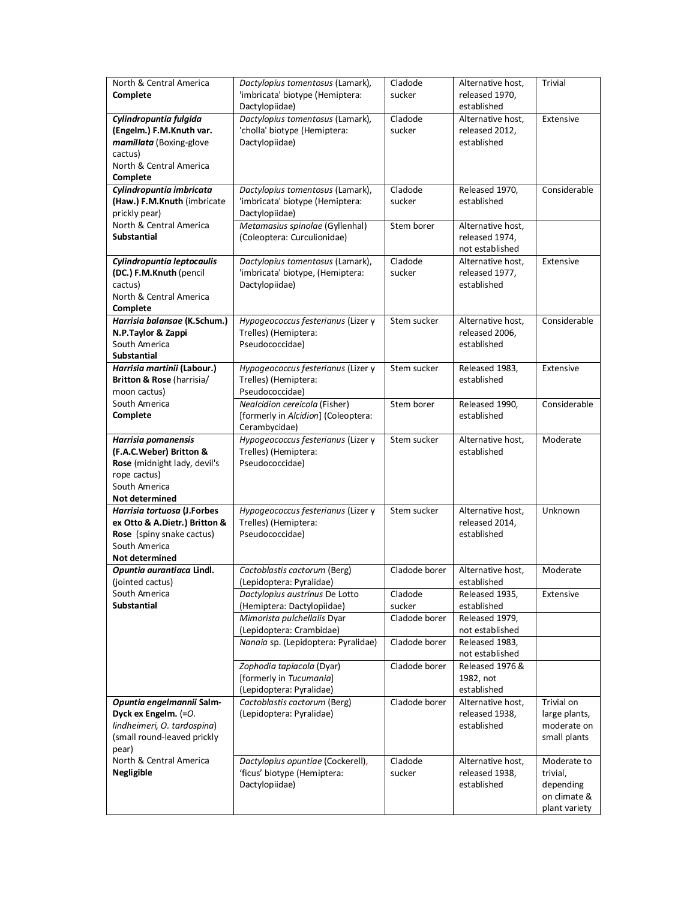| | | | | |
|---|---|---|---|---|
| North & Central America **Complete** | *Dactylopius tomentosus* (Lamark), 'imbricata' biotype (Hemiptera: Dactylopiidae) | Cladode sucker | Alternative host, released 1970, established | Trivial |
| ***Cylindropuntia fulgida* (Engelm.) F.M.Knuth var. *mamillata*** (Boxing-glove cactus) North & Central America **Complete** | *Dactylopius tomentosus* (Lamark), 'cholla' biotype (Hemiptera: Dactylopiidae) | Cladode sucker | Alternative host, released 2012, established | Extensive |
| ***Cylindropuntia imbricata* (Haw.) F.M.Knuth** (imbricate prickly pear) North & Central America **Substantial** | *Dactylopius tomentosus* (Lamark), 'imbricata' biotype (Hemiptera: Dactylopiidae) | Cladode sucker | Released 1970, established | Considerable |
| | *Metamasius spinolae* (Gyllenhal) (Coleoptera: Curculionidae) | Stem borer | Alternative host, released 1974, not established | |
| ***Cylindropuntia leptocaulis* (DC.) F.M.Knuth** (pencil cactus) North & Central America **Complete** | *Dactylopius tomentosus* (Lamark), 'imbricata' biotype, (Hemiptera: Dactylopiidae) | Cladode sucker | Alternative host, released 1977, established | Extensive |
| ***Harrisia balansae* (K.Schum.) N.P.Taylor & Zappi** South America **Substantial** | *Hypogeococcus festerianus* (Lizer y Trelles) (Hemiptera: Pseudococcidae) | Stem sucker | Alternative host, released 2006, established | Considerable |
| ***Harrisia martinii* (Labour.) Britton & Rose** (harrisia/ moon cactus) South America **Complete** | *Hypogeococcus festerianus* (Lizer y Trelles) (Hemiptera: Pseudococcidae) | Stem sucker | Released 1983, established | Extensive |
| | *Nealcidion cereicola* (Fisher) [formerly in *Alcidion*] (Coleoptera: Cerambycidae) | Stem borer | Released 1990, established | Considerable |
| ***Harrisia pomanensis* (F.A.C.Weber) Britton & Rose** (midnight lady, devil's rope cactus) South America **Not determined** | *Hypogeococcus festerianus* (Lizer y Trelles) (Hemiptera: Pseudococcidae) | Stem sucker | Alternative host, established | Moderate |
| ***Harrisia tortuosa* (J.Forbes ex Otto & A.Dietr.) Britton & Rose** (spiny snake cactus) South America **Not determined** | *Hypogeococcus festerianus* (Lizer y Trelles) (Hemiptera: Pseudococcidae) | Stem sucker | Alternative host, released 2014, established | Unknown |
| ***Opuntia aurantiaca* Lindl.** (jointed cactus) South America **Substantial** | *Cactoblastis cactorum* (Berg) (Lepidoptera: Pyralidae) | Cladode borer | Alternative host, established | Moderate |
| | *Dactylopius austrinus* De Lotto (Hemiptera: Dactylopiidae) | Cladode sucker | Released 1935, established | Extensive |
| | *Mimorista pulchellalis* Dyar (Lepidoptera: Crambidae) | Cladode borer | Released 1979, not established | |
| | *Nanaia* sp. (Lepidoptera: Pyralidae) | Cladode borer | Released 1983, not established | |
| | *Zophodia tapiacola* (Dyar) [formerly in *Tucumania*] (Lepidoptera: Pyralidae) | Cladode borer | Released 1976 & 1982, not established | |
| ***Opuntia engelmannii* Salm-Dyck ex Engelm.** (=*O. lindheimeri, O. tardospina*) (small round-leaved prickly pear) North & Central America **Negligible** | *Cactoblastis cactorum* (Berg) (Lepidoptera: Pyralidae) | Cladode borer | Alternative host, released 1938, established | Trivial on large plants, moderate on small plants |
| | *Dactylopius opuntiae* (Cockerell), 'ficus' biotype (Hemiptera: Dactylopiidae) | Cladode sucker | Alternative host, released 1938, established | Moderate to trivial, depending on climate & plant variety |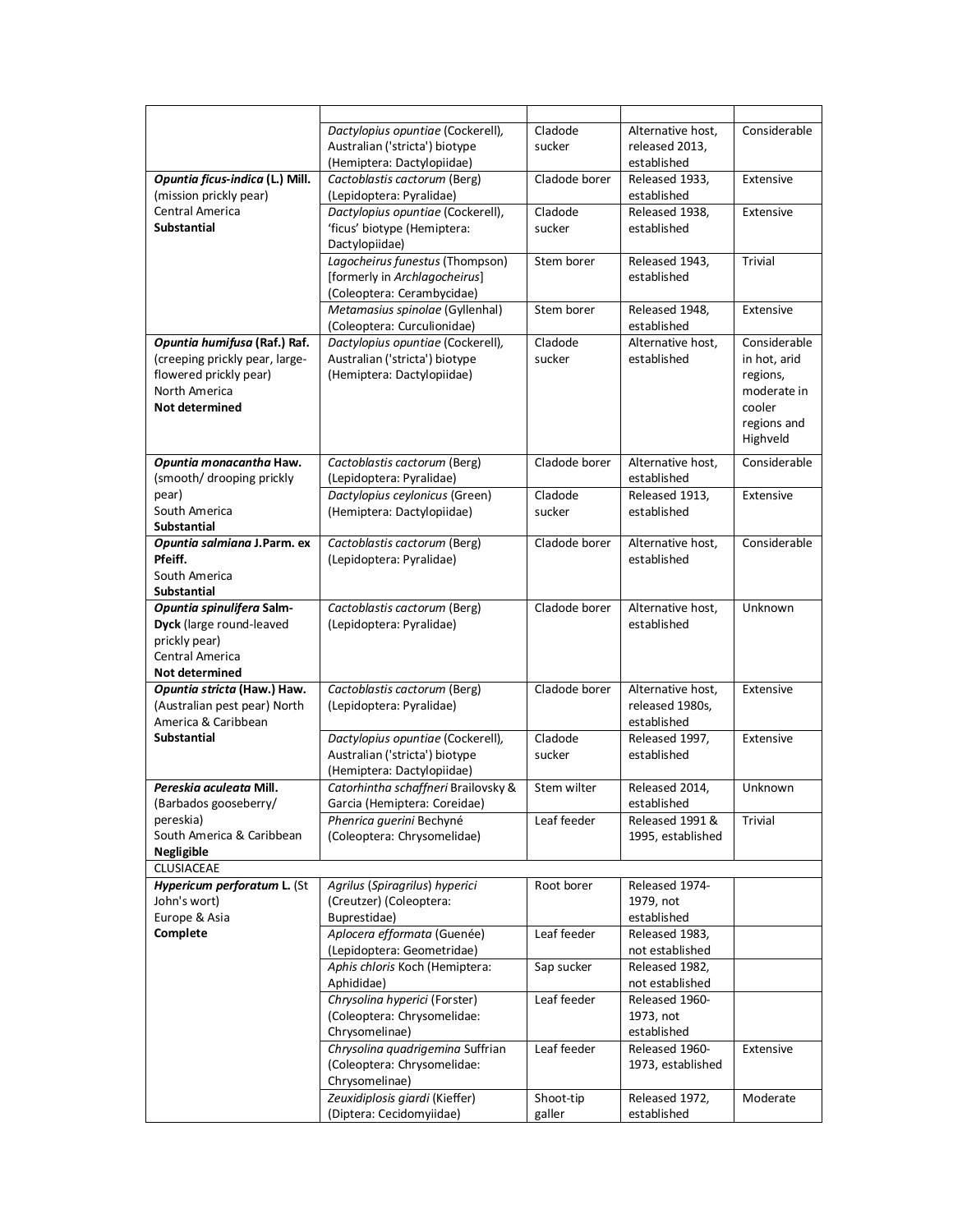| | | | | |
|---|---|---|---|---|
| | *Dactylopius opuntiae* (Cockerell), Australian ('stricta') biotype (Hemiptera: Dactylopiidae) | Cladode sucker | Alternative host, released 2013, established | Considerable |
| ***Opuntia ficus-indica*** **(L.) Mill.** (mission prickly pear) Central America **Substantial** | *Cactoblastis cactorum* (Berg) (Lepidoptera: Pyralidae) | Cladode borer | Released 1933, established | Extensive |
| | *Dactylopius opuntiae* (Cockerell), 'ficus' biotype (Hemiptera: Dactylopiidae) | Cladode sucker | Released 1938, established | Extensive |
| | *Lagocheirus funestus* (Thompson) [formerly in *Archlagocheirus*] (Coleoptera: Cerambycidae) | Stem borer | Released 1943, established | Trivial |
| | *Metamasius spinolae* (Gyllenhal) (Coleoptera: Curculionidae) | Stem borer | Released 1948, established | Extensive |
| ***Opuntia humifusa*** **(Raf.) Raf.** (creeping prickly pear, large-flowered prickly pear) North America **Not determined** | *Dactylopius opuntiae* (Cockerell), Australian ('stricta') biotype (Hemiptera: Dactylopiidae) | Cladode sucker | Alternative host, established | Considerable in hot, arid regions, moderate in cooler regions and Highveld |
| ***Opuntia monacantha*** **Haw.** (smooth/ drooping prickly pear) South America **Substantial** | *Cactoblastis cactorum* (Berg) (Lepidoptera: Pyralidae) | Cladode borer | Alternative host, established | Considerable |
| | *Dactylopius ceylonicus* (Green) (Hemiptera: Dactylopiidae) | Cladode sucker | Released 1913, established | Extensive |
| ***Opuntia salmiana*** **J.Parm. ex Pfeiff.** South America **Substantial** | *Cactoblastis cactorum* (Berg) (Lepidoptera: Pyralidae) | Cladode borer | Alternative host, established | Considerable |
| ***Opuntia spinulifera*** **Salm-Dyck** (large round-leaved prickly pear) Central America **Not determined** | *Cactoblastis cactorum* (Berg) (Lepidoptera: Pyralidae) | Cladode borer | Alternative host, established | Unknown |
| ***Opuntia stricta*** **(Haw.) Haw.** (Australian pest pear) North America & Caribbean **Substantial** | *Cactoblastis cactorum* (Berg) (Lepidoptera: Pyralidae) | Cladode borer | Alternative host, released 1980s, established | Extensive |
| | *Dactylopius opuntiae* (Cockerell), Australian ('stricta') biotype (Hemiptera: Dactylopiidae) | Cladode sucker | Released 1997, established | Extensive |
| ***Pereskia aculeata*** **Mill.** (Barbados gooseberry/ pereskia) South America & Caribbean **Negligible** | *Catorhintha schaffneri* Brailovsky & Garcia (Hemiptera: Coreidae) | Stem wilter | Released 2014, established | Unknown |
| | *Phenrica guerini* Bechyné (Coleoptera: Chrysomelidae) | Leaf feeder | Released 1991 & 1995, established | Trivial |
| CLUSIACEAE | | | | |
| ***Hypericum perforatum*** **L.** (St John's wort) Europe & Asia **Complete** | *Agrilus (Spiragrilus) hyperici* (Creutzer) (Coleoptera: Buprestidae) | Root borer | Released 1974-1979, not established | |
| | *Aplocera efformata* (Guenée) (Lepidoptera: Geometridae) | Leaf feeder | Released 1983, not established | |
| | *Aphis chloris* Koch (Hemiptera: Aphididae) | Sap sucker | Released 1982, not established | |
| | *Chrysolina hyperici* (Forster) (Coleoptera: Chrysomelidae: Chrysomelinae) | Leaf feeder | Released 1960-1973, not established | |
| | *Chrysolina quadrigemina* Suffrian (Coleoptera: Chrysomelidae: Chrysomelinae) | Leaf feeder | Released 1960-1973, established | Extensive |
| | *Zeuxidiplosis giardi* (Kieffer) (Diptera: Cecidomyiidae) | Shoot-tip galler | Released 1972, established | Moderate |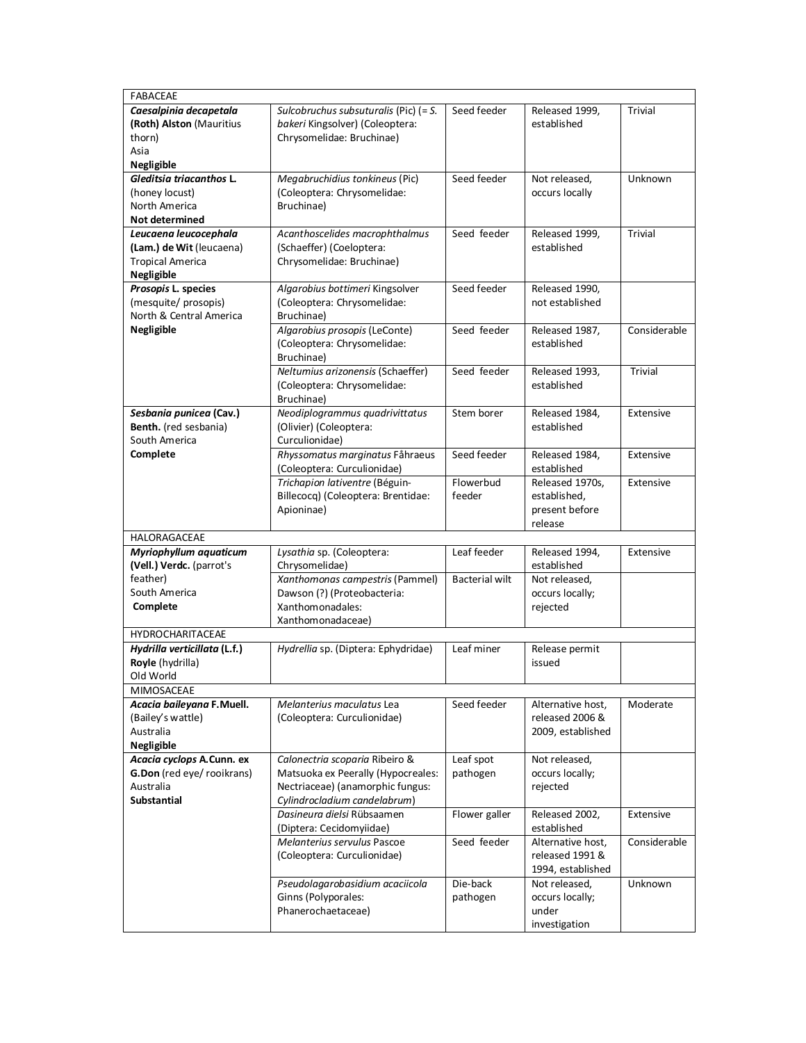| | | | | |
|---|---|---|---|---|
| FABACEAE | | | | |
| ***Caesalpinia decapetala* (Roth) Alston** (Mauritius thorn)<br>Asia<br>**Negligible** | *Sulcobruchus subsuturalis* (Pic) (= *S. bakeri* Kingsolver) (Coleoptera: Chrysomelidae: Bruchinae) | Seed feeder | Released 1999, established | Trivial |
| ***Gleditsia triacanthos* L.** (honey locust)<br>North America<br>**Not determined** | *Megabruchidius tonkineus* (Pic) (Coleoptera: Chrysomelidae: Bruchinae) | Seed feeder | Not released, occurs locally | Unknown |
| ***Leucaena leucocephala* (Lam.) de Wit** (leucaena)<br>Tropical America<br>**Negligible** | *Acanthoscelides macrophthalmus* (Schaeffer) (Coeloptera: Chrysomelidae: Bruchinae) | Seed feeder | Released 1999, established | Trivial |
| ***Prosopis* L. species** (mesquite/ prosopis)<br>North & Central America<br>**Negligible** | *Algarobius bottimeri* Kingsolver (Coleoptera: Chrysomelidae: Bruchinae) | Seed feeder | Released 1990, not established | |
| | *Algarobius prosopis* (LeConte) (Coleoptera: Chrysomelidae: Bruchinae) | Seed feeder | Released 1987, established | Considerable |
| | *Neltumius arizonensis* (Schaeffer) (Coleoptera: Chrysomelidae: Bruchinae) | Seed feeder | Released 1993, established | Trivial |
| ***Sesbania punicea* (Cav.) Benth.** (red sesbania)<br>South America<br>**Complete** | *Neodiplogrammus quadrivittatus* (Olivier) (Coleoptera: Curculionidae) | Stem borer | Released 1984, established | Extensive |
| | *Rhyssomatus marginatus* Fåhraeus (Coleoptera: Curculionidae) | Seed feeder | Released 1984, established | Extensive |
| | *Trichapion lativentre* (Béguin-Billecocq) (Coleoptera: Brentidae: Apioninae) | Flowerbud feeder | Released 1970s, established, present before release | Extensive |
| HALORAGACEAE | | | | |
| ***Myriophyllum aquaticum* (Vell.) Verdc.** (parrot's feather)<br>South America<br>**Complete** | *Lysathia* sp. (Coleoptera: Chrysomelidae) | Leaf feeder | Released 1994, established | Extensive |
| | *Xanthomonas campestris* (Pammel) Dawson (?) (Proteobacteria: Xanthomonadales: Xanthomonadaceae) | Bacterial wilt | Not released, occurs locally; rejected | |
| HYDROCHARITACEAE | | | | |
| ***Hydrilla verticillata* (L.f.) Royle** (hydrilla)<br>Old World | *Hydrellia* sp. (Diptera: Ephydridae) | Leaf miner | Release permit issued | |
| MIMOSACEAE | | | | |
| ***Acacia baileyana* F.Muell.** (Bailey's wattle)<br>Australia<br>**Negligible** | *Melanterius maculatus* Lea (Coleoptera: Curculionidae) | Seed feeder | Alternative host, released 2006 & 2009, established | Moderate |
| ***Acacia cyclops* A.Cunn. ex G.Don** (red eye/ rooikrans)<br>Australia<br>**Substantial** | *Calonectria scoparia* Ribeiro & Matsuoka ex Peerally (Hypocreales: Nectriaceae) (anamorphic fungus: *Cylindrocladium candelabrum*) | Leaf spot pathogen | Not released, occurs locally; rejected | |
| | *Dasineura dielsi* Rübsaamen (Diptera: Cecidomyiidae) | Flower galler | Released 2002, established | Extensive |
| | *Melanterius servulus* Pascoe (Coleoptera: Curculionidae) | Seed feeder | Alternative host, released 1991 & 1994, established | Considerable |
| | *Pseudolagarobasidium acaciicola* Ginns (Polyporales: Phanerochaetaceae) | Die-back pathogen | Not released, occurs locally; under investigation | Unknown |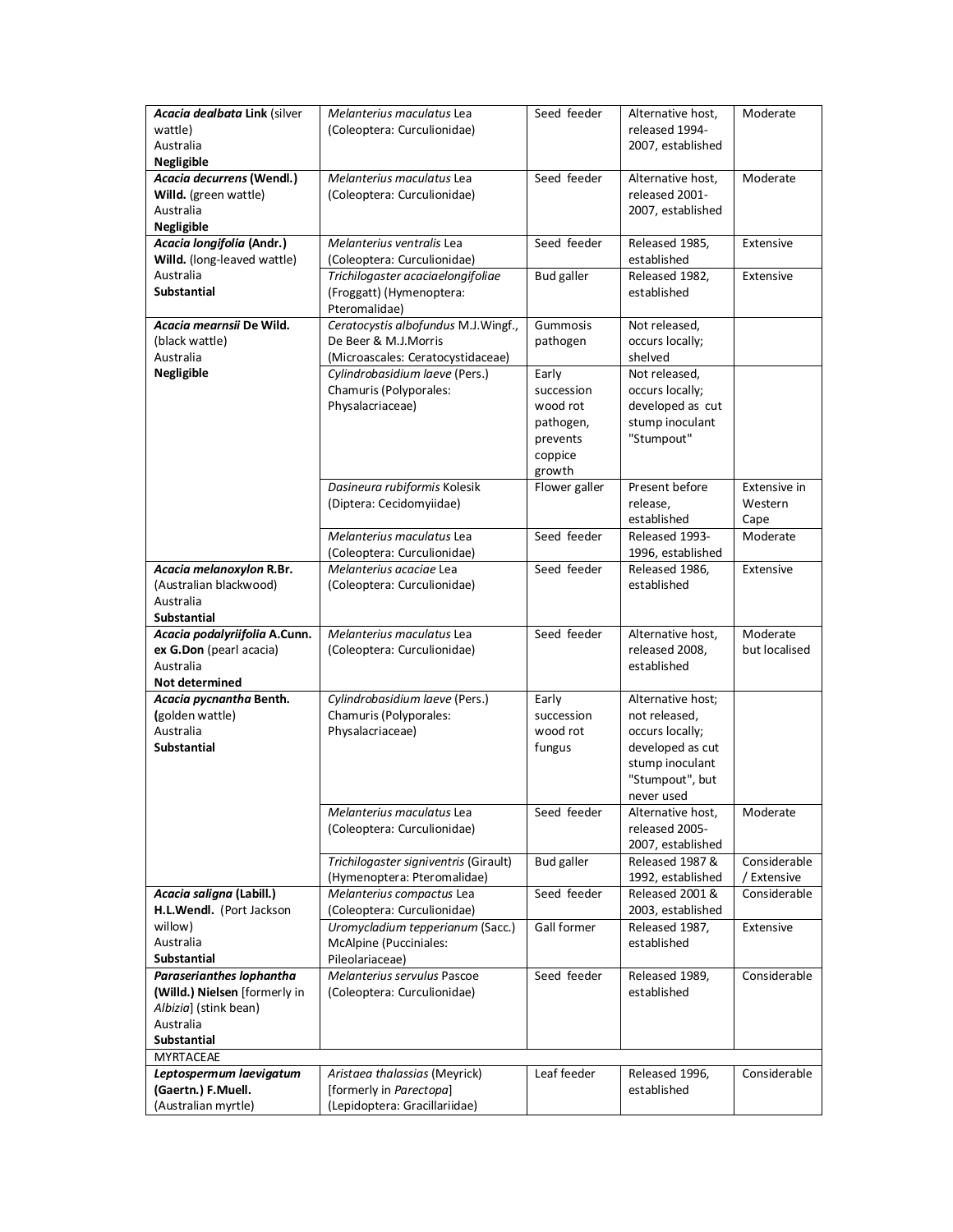| | | | | |
|---|---|---|---|---|
| ***Acacia dealbata* Link** (silver wattle) Australia **Negligible** | *Melanterius maculatus* Lea (Coleoptera: Curculionidae) | Seed feeder | Alternative host, released 1994-2007, established | Moderate |
| ***Acacia decurrens* (Wendl.) Willd.** (green wattle) Australia **Negligible** | *Melanterius maculatus* Lea (Coleoptera: Curculionidae) | Seed feeder | Alternative host, released 2001-2007, established | Moderate |
| ***Acacia longifolia* (Andr.) Willd.** (long-leaved wattle) Australia **Substantial** | *Melanterius ventralis* Lea (Coleoptera: Curculionidae) | Seed feeder | Released 1985, established | Extensive |
| | *Trichilogaster acaciaelongifoliae* (Froggatt) (Hymenoptera: Pteromalidae) | Bud galler | Released 1982, established | Extensive |
| ***Acacia mearnsii* De Wild.** (black wattle) Australia **Negligible** | *Ceratocystis albofundus* M.J.Wingf., De Beer & M.J.Morris (Microascales: Ceratocystidaceae) | Gummosis pathogen | Not released, occurs locally; shelved | |
| | *Cylindrobasidium laeve* (Pers.) Chamuris (Polyporales: Physalacriaceae) | Early succession wood rot pathogen, prevents coppice growth | Not released, occurs locally; developed as cut stump inoculant "Stumpout" | |
| | *Dasineura rubiformis* Kolesik (Diptera: Cecidomyiidae) | Flower galler | Present before release, established | Extensive in Western Cape |
| | *Melanterius maculatus* Lea (Coleoptera: Curculionidae) | Seed feeder | Released 1993-1996, established | Moderate |
| ***Acacia melanoxylon* R.Br.** (Australian blackwood) Australia **Substantial** | *Melanterius acaciae* Lea (Coleoptera: Curculionidae) | Seed feeder | Released 1986, established | Extensive |
| ***Acacia podalyriifolia* A.Cunn. ex G.Don** (pearl acacia) Australia **Not determined** | *Melanterius maculatus* Lea (Coleoptera: Curculionidae) | Seed feeder | Alternative host, released 2008, established | Moderate but localised |
| ***Acacia pycnantha* Benth. (**golden wattle) Australia **Substantial** | *Cylindrobasidium laeve* (Pers.) Chamuris (Polyporales: Physalacriaceae) | Early succession wood rot fungus | Alternative host; not released, occurs locally; developed as cut stump inoculant "Stumpout", but never used | |
| | *Melanterius maculatus* Lea (Coleoptera: Curculionidae) | Seed feeder | Alternative host, released 2005-2007, established | Moderate |
| | *Trichilogaster signiventris* (Girault) (Hymenoptera: Pteromalidae) | Bud galler | Released 1987 & 1992, established | Considerable / Extensive |
| ***Acacia saligna* (Labill.) H.L.Wendl.** (Port Jackson willow) Australia **Substantial** | *Melanterius compactus* Lea (Coleoptera: Curculionidae) | Seed feeder | Released 2001 & 2003, established | Considerable |
| | *Uromycladium tepperianum* (Sacc.) McAlpine (Pucciniales: Pileolariaceae) | Gall former | Released 1987, established | Extensive |
| ***Paraserianthes lophantha* (Willd.) Nielsen** [formerly in *Albizia*] (stink bean) Australia **Substantial** | *Melanterius servulus* Pascoe (Coleoptera: Curculionidae) | Seed feeder | Released 1989, established | Considerable |
| MYRTACEAE | | | | |
| ***Leptospermum laevigatum* (Gaertn.) F.Muell.** (Australian myrtle) | *Aristaea thalassias* (Meyrick) [formerly in *Parectopa*] (Lepidoptera: Gracillariidae) | Leaf feeder | Released 1996, established | Considerable |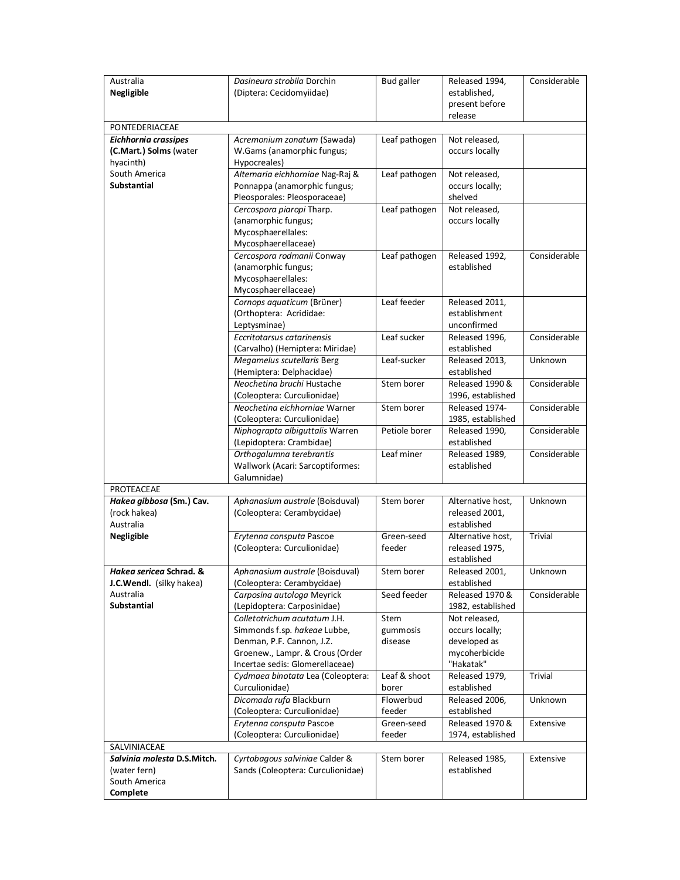| | | | | |
|---|---|---|---|---|
| Australia<br>**Negligible** | *Dasineura strobila* Dorchin (Diptera: Cecidomyiidae) | Bud galler | Released 1994, established, present before release | Considerable |
| PONTEDERIACEAE | | | | |
| ***Eichhornia crassipes* (C.Mart.) Solms** (water hyacinth)<br>South America<br>**Substantial** | *Acremonium zonatum* (Sawada) W.Gams (anamorphic fungus; Hypocreales) | Leaf pathogen | Not released, occurs locally | |
| | *Alternaria eichhorniae* Nag-Raj & Ponnappa (anamorphic fungus; Pleosporales: Pleosporaceae) | Leaf pathogen | Not released, occurs locally; shelved | |
| | *Cercospora piaropi* Tharp. (anamorphic fungus; Mycosphaerellales: Mycosphaerellaceae) | Leaf pathogen | Not released, occurs locally | |
| | *Cercospora rodmanii* Conway (anamorphic fungus; Mycosphaerellales: Mycosphaerellaceae) | Leaf pathogen | Released 1992, established | Considerable |
| | *Cornops aquaticum* (Brüner) (Orthoptera: Acrididae: Leptysminae) | Leaf feeder | Released 2011, establishment unconfirmed | |
| | *Eccritotarsus catarinensis* (Carvalho) (Hemiptera: Miridae) | Leaf sucker | Released 1996, established | Considerable |
| | *Megamelus scutellaris* Berg (Hemiptera: Delphacidae) | Leaf-sucker | Released 2013, established | Unknown |
| | *Neochetina bruchi* Hustache (Coleoptera: Curculionidae) | Stem borer | Released 1990 & 1996, established | Considerable |
| | *Neochetina eichhorniae* Warner (Coleoptera: Curculionidae) | Stem borer | Released 1974-1985, established | Considerable |
| | *Niphograpta albiguttalis* Warren (Lepidoptera: Crambidae) | Petiole borer | Released 1990, established | Considerable |
| | *Orthogalumna terebrantis* Wallwork (Acari: Sarcoptiformes: Galumnidae) | Leaf miner | Released 1989, established | Considerable |
| PROTEACEAE | | | | |
| ***Hakea gibbosa* (Sm.) Cav.** (rock hakea)<br>Australia<br>**Negligible** | *Aphanasium australe* (Boisduval) (Coleoptera: Cerambycidae) | Stem borer | Alternative host, released 2001, established | Unknown |
| | *Erytenna consputa* Pascoe (Coleoptera: Curculionidae) | Green-seed feeder | Alternative host, released 1975, established | Trivial |
| ***Hakea sericea* Schrad. & J.C.Wendl.** (silky hakea)<br>Australia<br>**Substantial** | *Aphanasium australe* (Boisduval) (Coleoptera: Cerambycidae) | Stem borer | Released 2001, established | Unknown |
| | *Carposina autologa* Meyrick (Lepidoptera: Carposinidae) | Seed feeder | Released 1970 & 1982, established | Considerable |
| | *Colletotrichum acutatum* J.H. Simmonds f.sp. *hakeae* Lubbe, Denman, P.F. Cannon, J.Z. Groenew., Lampr. & Crous (Order Incertae sedis: Glomerellaceae) | Stem gummosis disease | Not released, occurs locally; developed as mycoherbicide "Hakatak" | |
| | *Cydmaea binotata* Lea (Coleoptera: Curculionidae) | Leaf & shoot borer | Released 1979, established | Trivial |
| | *Dicomada rufa* Blackburn (Coleoptera: Curculionidae) | Flowerbud feeder | Released 2006, established | Unknown |
| | *Erytenna consputa* Pascoe (Coleoptera: Curculionidae) | Green-seed feeder | Released 1970 & 1974, established | Extensive |
| SALVINIACEAE | | | | |
| ***Salvinia molesta* D.S.Mitch.** (water fern)<br>South America<br>**Complete** | *Cyrtobagous salviniae* Calder & Sands (Coleoptera: Curculionidae) | Stem borer | Released 1985, established | Extensive |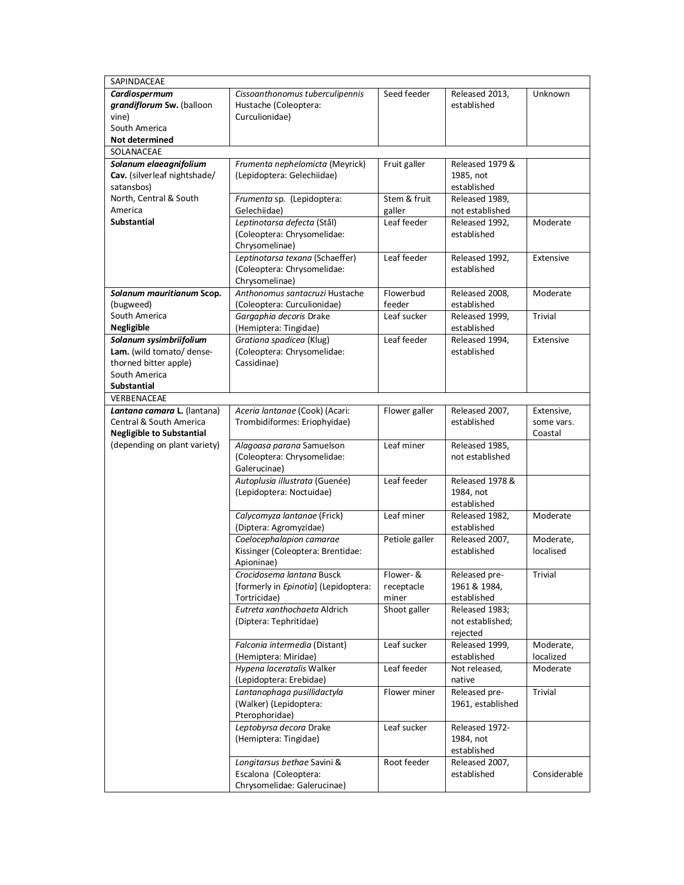| | | | | |
|---|---|---|---|---|
| SAPINDACEAE | | | | |
| ***Cardiospermum grandiflorum* Sw.** (balloon vine)<br>South America<br>**Not determined** | *Cissoanthonomus tuberculipennis* Hustache (Coleoptera: Curculionidae) | Seed feeder | Released 2013, established | Unknown |
| SOLANACEAE | | | | |
| ***Solanum elaeagnifolium* Cav.** (silverleaf nightshade/ satansbos)<br>North, Central & South America<br>**Substantial** | *Frumenta nephelomicta* (Meyrick) (Lepidoptera: Gelechiidae) | Fruit galler | Released 1979 & 1985, not established | |
| | *Frumenta* sp. (Lepidoptera: Gelechiidae) | Stem & fruit galler | Released 1989, not established | |
| | *Leptinotarsa defecta* (Stål) (Coleoptera: Chrysomelidae: Chrysomelinae) | Leaf feeder | Released 1992, established | Moderate |
| | *Leptinotarsa texana* (Schaeffer) (Coleoptera: Chrysomelidae: Chrysomelinae) | Leaf feeder | Released 1992, established | Extensive |
| ***Solanum mauritianum* Scop.** (bugweed)<br>South America<br>**Negligible** | *Anthonomus santacruzi* Hustache (Coleoptera: Curculionidae) | Flowerbud feeder | Released 2008, established | Moderate |
| | *Gargaphia decoris* Drake (Hemiptera: Tingidae) | Leaf sucker | Released 1999, established | Trivial |
| ***Solanum sysimbriifolium* Lam.** (wild tomato/ dense-thorned bitter apple)<br>South America<br>**Substantial** | *Gratiana spadicea* (Klug) (Coleoptera: Chrysomelidae: Cassidinae) | Leaf feeder | Released 1994, established | Extensive |
| VERBENACEAE | | | | |
| ***Lantana camara* L.** (lantana)<br>Central & South America<br>**Negligible to Substantial** (depending on plant variety) | *Aceria lantanae* (Cook) (Acari: Trombidiformes: Eriophyidae) | Flower galler | Released 2007, established | Extensive, some vars. Coastal |
| | *Alagoasa parana* Samuelson (Coleoptera: Chrysomelidae: Galerucinae) | Leaf miner | Released 1985, not established | |
| | *Autoplusia illustrata* (Guenée) (Lepidoptera: Noctuidae) | Leaf feeder | Released 1978 & 1984, not established | |
| | *Calycomyza lantanae* (Frick) (Diptera: Agromyzidae) | Leaf miner | Released 1982, established | Moderate |
| | *Coelocephalapion camarae* Kissinger (Coleoptera: Brentidae: Apioninae) | Petiole galler | Released 2007, established | Moderate, localised |
| | *Crocidosema lantana* Busck [formerly in *Epinotia*] (Lepidoptera: Tortricidae) | Flower- & receptacle miner | Released pre-1961 & 1984, established | Trivial |
| | *Eutreta xanthochaeta* Aldrich (Diptera: Tephritidae) | Shoot galler | Released 1983; not established; rejected | |
| | *Falconia intermedia* (Distant) (Hemiptera: Miridae) | Leaf sucker | Released 1999, established | Moderate, localized |
| | *Hypena laceratalis* Walker (Lepidoptera: Erebidae) | Leaf feeder | Not released, native | Moderate |
| | *Lantanophaga pusillidactyla* (Walker) (Lepidoptera: Pterophoridae) | Flower miner | Released pre-1961, established | Trivial |
| | *Leptobyrsa decora* Drake (Hemiptera: Tingidae) | Leaf sucker | Released 1972-1984, not established | |
| | *Longitarsus bethae* Savini & Escalona (Coleoptera: Chrysomelidae: Galerucinae) | Root feeder | Released 2007, established | Considerable |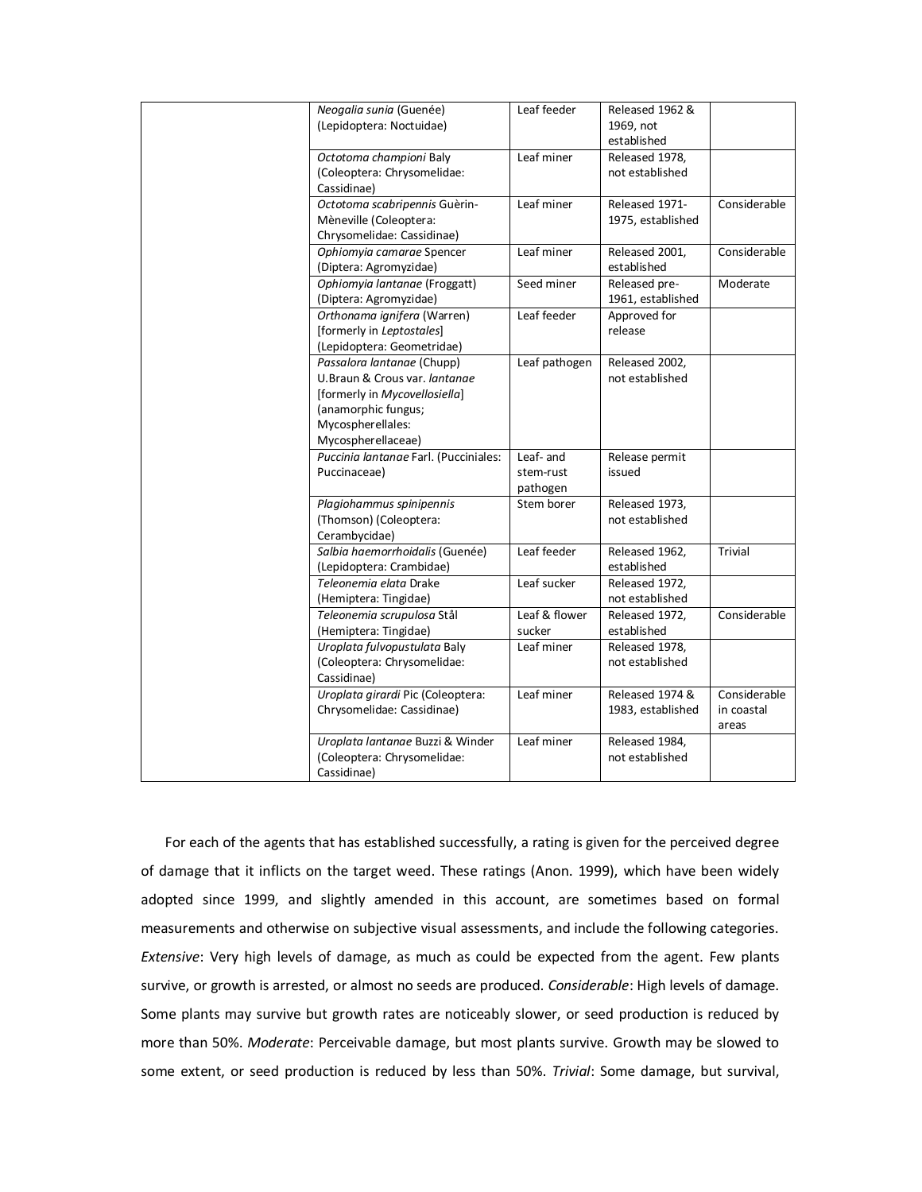| | | | | |
|---|---|---|---|---|
| | *Neogalia sunia* (Guenée) (Lepidoptera: Noctuidae) | Leaf feeder | Released 1962 & 1969, not established | |
| | *Octotoma championi* Baly (Coleoptera: Chrysomelidae: Cassidinae) | Leaf miner | Released 1978, not established | |
| | *Octotoma scabripennis* Guèrin-Mèneville (Coleoptera: Chrysomelidae: Cassidinae) | Leaf miner | Released 1971-1975, established | Considerable |
| | *Ophiomyia camarae* Spencer (Diptera: Agromyzidae) | Leaf miner | Released 2001, established | Considerable |
| | *Ophiomyia lantanae* (Froggatt) (Diptera: Agromyzidae) | Seed miner | Released pre-1961, established | Moderate |
| | *Orthonama ignifera* (Warren) [formerly in *Leptostales*] (Lepidoptera: Geometridae) | Leaf feeder | Approved for release | |
| | *Passalora lantanae* (Chupp) U.Braun & Crous var. *lantanae* [formerly in *Mycovellosiella*] (anamorphic fungus; Mycospherellales: Mycospherellaceae) | Leaf pathogen | Released 2002, not established | |
| | *Puccinia lantanae* Farl. (Pucciniales: Puccinaceae) | Leaf- and stem-rust pathogen | Release permit issued | |
| | *Plagiohammus spinipennis* (Thomson) (Coleoptera: Cerambycidae) | Stem borer | Released 1973, not established | |
| | *Salbia haemorrhoidalis* (Guenée) (Lepidoptera: Crambidae) | Leaf feeder | Released 1962, established | Trivial |
| | *Teleonemia elata* Drake (Hemiptera: Tingidae) | Leaf sucker | Released 1972, not established | |
| | *Teleonemia scrupulosa* Stål (Hemiptera: Tingidae) | Leaf & flower sucker | Released 1972, established | Considerable |
| | *Uroplata fulvopustulata* Baly (Coleoptera: Chrysomelidae: Cassidinae) | Leaf miner | Released 1978, not established | |
| | *Uroplata girardi* Pic (Coleoptera: Chrysomelidae: Cassidinae) | Leaf miner | Released 1974 & 1983, established | Considerable in coastal areas |
| | *Uroplata lantanae* Buzzi & Winder (Coleoptera: Chrysomelidae: Cassidinae) | Leaf miner | Released 1984, not established | |

For each of the agents that has established successfully, a rating is given for the perceived degree of damage that it inflicts on the target weed. These ratings (Anon. 1999), which have been widely adopted since 1999, and slightly amended in this account, are sometimes based on formal measurements and otherwise on subjective visual assessments, and include the following categories. *Extensive*: Very high levels of damage, as much as could be expected from the agent. Few plants survive, or growth is arrested, or almost no seeds are produced. *Considerable*: High levels of damage. Some plants may survive but growth rates are noticeably slower, or seed production is reduced by more than 50%. *Moderate*: Perceivable damage, but most plants survive. Growth may be slowed to some extent, or seed production is reduced by less than 50%. *Trivial*: Some damage, but survival,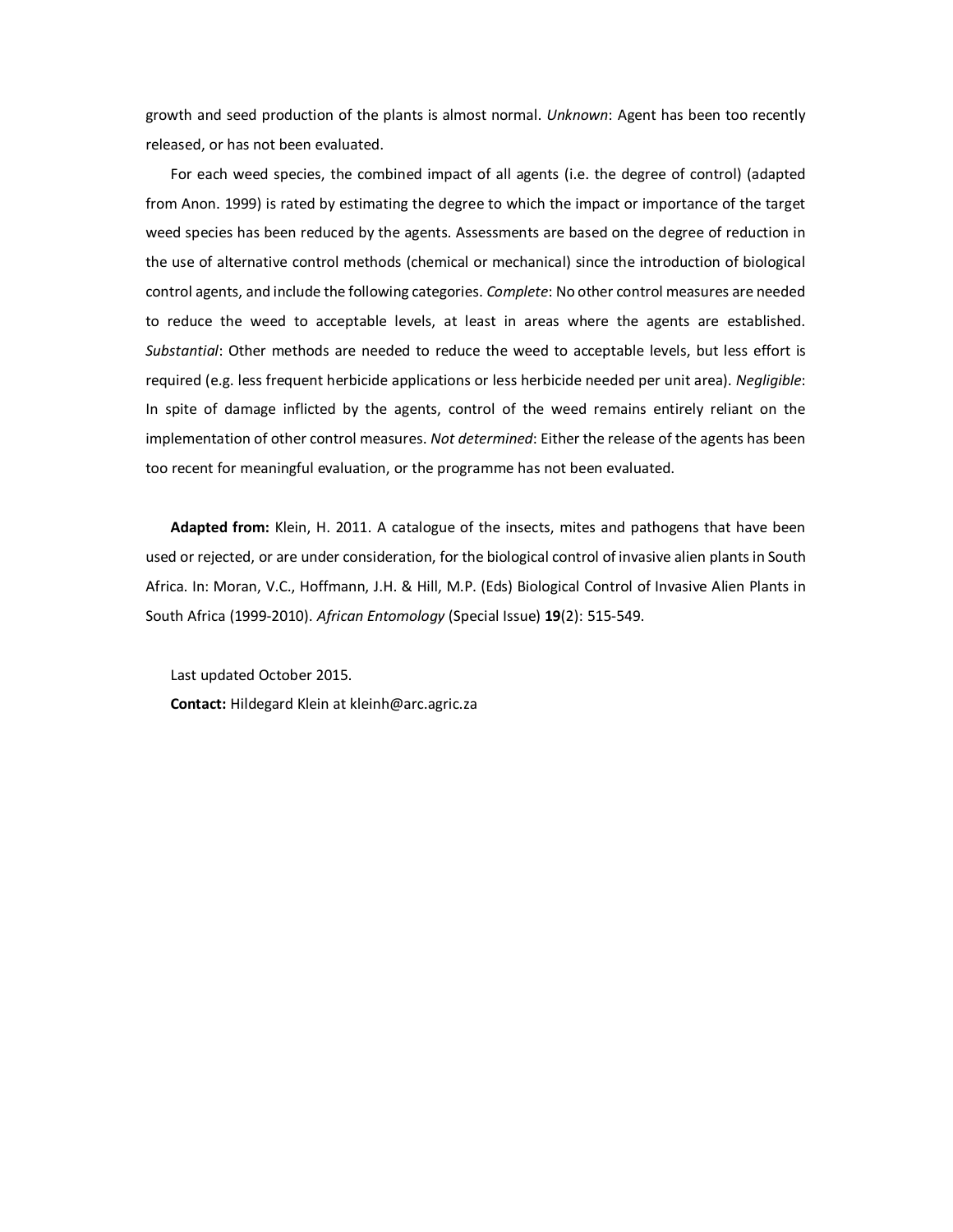growth and seed production of the plants is almost normal. *Unknown*: Agent has been too recently released, or has not been evaluated.

For each weed species, the combined impact of all agents (i.e. the degree of control) (adapted from Anon. 1999) is rated by estimating the degree to which the impact or importance of the target weed species has been reduced by the agents. Assessments are based on the degree of reduction in the use of alternative control methods (chemical or mechanical) since the introduction of biological control agents, and include the following categories. *Complete*: No other control measures are needed to reduce the weed to acceptable levels, at least in areas where the agents are established. *Substantial*: Other methods are needed to reduce the weed to acceptable levels, but less effort is required (e.g. less frequent herbicide applications or less herbicide needed per unit area). *Negligible*: In spite of damage inflicted by the agents, control of the weed remains entirely reliant on the implementation of other control measures. *Not determined*: Either the release of the agents has been too recent for meaningful evaluation, or the programme has not been evaluated.

**Adapted from:** Klein, H. 2011. A catalogue of the insects, mites and pathogens that have been used or rejected, or are under consideration, for the biological control of invasive alien plants in South Africa. In: Moran, V.C., Hoffmann, J.H. & Hill, M.P. (Eds) Biological Control of Invasive Alien Plants in South Africa (1999-2010). *African Entomology* (Special Issue) **19**(2): 515-549.

Last updated October 2015.

**Contact:** Hildegard Klein at kleinh@arc.agric.za